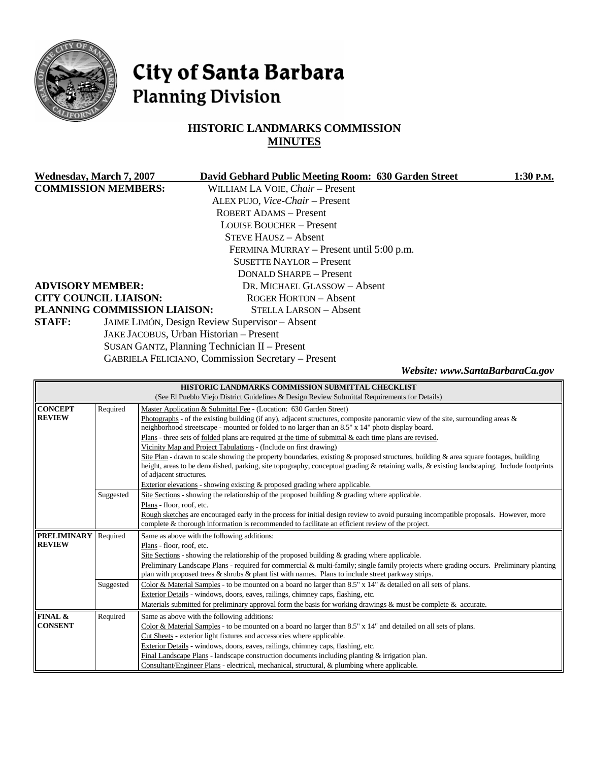# City of Santa Barbara
## Planning Division

### HISTORIC LANDMARKS COMMISSION
### MINUTES

**Wednesday, March 7, 2007** **David Gebhard Public Meeting Room: 630 Garden Street** **1:30 P.M.**

**COMMISSION MEMBERS:**
WILLIAM LA VOIE, *Chair* – Present
ALEX PUJO, *Vice-Chair* – Present
ROBERT ADAMS – Present
LOUISE BOUCHER – Present
STEVE HAUSZ – Absent
FERMINA MURRAY – Present until 5:00 p.m.
SUSETTE NAYLOR – Present
DONALD SHARPE – Present

**ADVISORY MEMBER:** DR. MICHAEL GLASSOW – Absent
**CITY COUNCIL LIAISON:** ROGER HORTON – Absent
**PLANNING COMMISSION LIAISON:** STELLA LARSON – Absent
**STAFF:**
JAIME LIMÓN, Design Review Supervisor – Absent
JAKE JACOBUS, Urban Historian – Present
SUSAN GANTZ, Planning Technician II – Present
GABRIELA FELICIANO, Commission Secretary – Present

***Website: www.SantaBarbaraCa.gov***

| HISTORIC LANDMARKS COMMISSION SUBMITTAL CHECKLIST<br>(See El Pueblo Viejo District Guidelines & Design Review Submittal Requirements for Details) | | |
|---|---|---|
| **CONCEPT REVIEW** | Required | Master Application & Submittal Fee - (Location: 630 Garden Street)<br>Photographs - of the existing building (if any), adjacent structures, composite panoramic view of the site, surrounding areas & neighborhood streetscape - mounted or folded to no larger than an 8.5" x 14" photo display board.<br>Plans - three sets of folded plans are required at the time of submittal & each time plans are revised.<br>Vicinity Map and Project Tabulations - (Include on first drawing)<br>Site Plan - drawn to scale showing the property boundaries, existing & proposed structures, building & area square footages, building height, areas to be demolished, parking, site topography, conceptual grading & retaining walls, & existing landscaping. Include footprints of adjacent structures.<br>Exterior elevations - showing existing & proposed grading where applicable. |
| | Suggested | Site Sections - showing the relationship of the proposed building & grading where applicable.<br>Plans - floor, roof, etc.<br>Rough sketches are encouraged early in the process for initial design review to avoid pursuing incompatible proposals. However, more complete & thorough information is recommended to facilitate an efficient review of the project. |
| **PRELIMINARY REVIEW** | Required | Same as above with the following additions:<br>Plans - floor, roof, etc.<br>Site Sections - showing the relationship of the proposed building & grading where applicable.<br>Preliminary Landscape Plans - required for commercial & multi-family; single family projects where grading occurs. Preliminary planting plan with proposed trees & shrubs & plant list with names. Plans to include street parkway strips. |
| | Suggested | Color & Material Samples - to be mounted on a board no larger than 8.5" x 14" & detailed on all sets of plans.<br>Exterior Details - windows, doors, eaves, railings, chimney caps, flashing, etc.<br>Materials submitted for preliminary approval form the basis for working drawings & must be complete & accurate. |
| **FINAL & CONSENT** | Required | Same as above with the following additions:<br>Color & Material Samples - to be mounted on a board no larger than 8.5" x 14" and detailed on all sets of plans.<br>Cut Sheets - exterior light fixtures and accessories where applicable.<br>Exterior Details - windows, doors, eaves, railings, chimney caps, flashing, etc.<br>Final Landscape Plans - landscape construction documents including planting & irrigation plan.<br>Consultant/Engineer Plans - electrical, mechanical, structural, & plumbing where applicable. |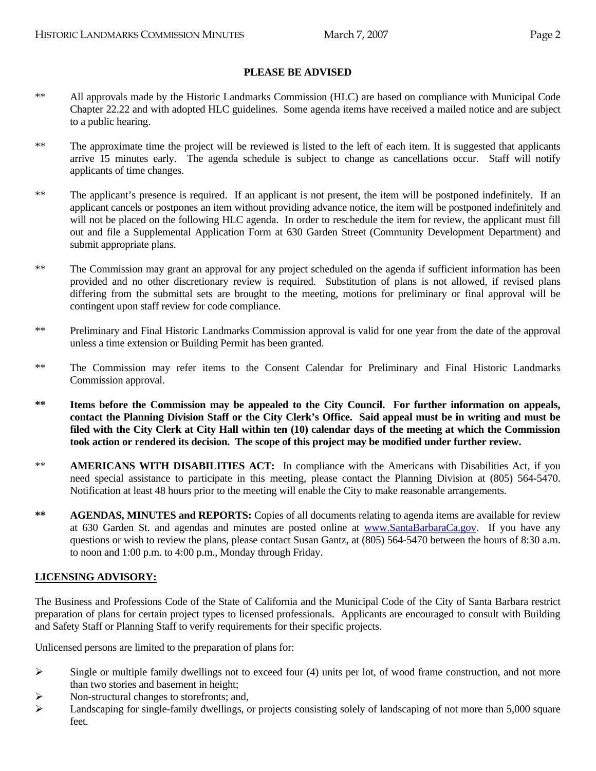## PLEASE BE ADVISED

** All approvals made by the Historic Landmarks Commission (HLC) are based on compliance with Municipal Code Chapter 22.22 and with adopted HLC guidelines. Some agenda items have received a mailed notice and are subject to a public hearing.

** The approximate time the project will be reviewed is listed to the left of each item. It is suggested that applicants arrive 15 minutes early. The agenda schedule is subject to change as cancellations occur. Staff will notify applicants of time changes.

** The applicant's presence is required. If an applicant is not present, the item will be postponed indefinitely. If an applicant cancels or postpones an item without providing advance notice, the item will be postponed indefinitely and will not be placed on the following HLC agenda. In order to reschedule the item for review, the applicant must fill out and file a Supplemental Application Form at 630 Garden Street (Community Development Department) and submit appropriate plans.

** The Commission may grant an approval for any project scheduled on the agenda if sufficient information has been provided and no other discretionary review is required. Substitution of plans is not allowed, if revised plans differing from the submittal sets are brought to the meeting, motions for preliminary or final approval will be contingent upon staff review for code compliance.

** Preliminary and Final Historic Landmarks Commission approval is valid for one year from the date of the approval unless a time extension or Building Permit has been granted.

** The Commission may refer items to the Consent Calendar for Preliminary and Final Historic Landmarks Commission approval.

**\*\* Items before the Commission may be appealed to the City Council. For further information on appeals, contact the Planning Division Staff or the City Clerk's Office. Said appeal must be in writing and must be filed with the City Clerk at City Hall within ten (10) calendar days of the meeting at which the Commission took action or rendered its decision. The scope of this project may be modified under further review.**

** **AMERICANS WITH DISABILITIES ACT:** In compliance with the Americans with Disabilities Act, if you need special assistance to participate in this meeting, please contact the Planning Division at (805) 564-5470. Notification at least 48 hours prior to the meeting will enable the City to make reasonable arrangements.

** **AGENDAS, MINUTES and REPORTS:** Copies of all documents relating to agenda items are available for review at 630 Garden St. and agendas and minutes are posted online at [www.SantaBarbaraCa.gov](http://www.SantaBarbaraCa.gov). If you have any questions or wish to review the plans, please contact Susan Gantz, at (805) 564-5470 between the hours of 8:30 a.m. to noon and 1:00 p.m. to 4:00 p.m., Monday through Friday.

## LICENSING ADVISORY:

The Business and Professions Code of the State of California and the Municipal Code of the City of Santa Barbara restrict preparation of plans for certain project types to licensed professionals. Applicants are encouraged to consult with Building and Safety Staff or Planning Staff to verify requirements for their specific projects.

Unlicensed persons are limited to the preparation of plans for:

- Single or multiple family dwellings not to exceed four (4) units per lot, of wood frame construction, and not more than two stories and basement in height;
- Non-structural changes to storefronts; and,
- Landscaping for single-family dwellings, or projects consisting solely of landscaping of not more than 5,000 square feet.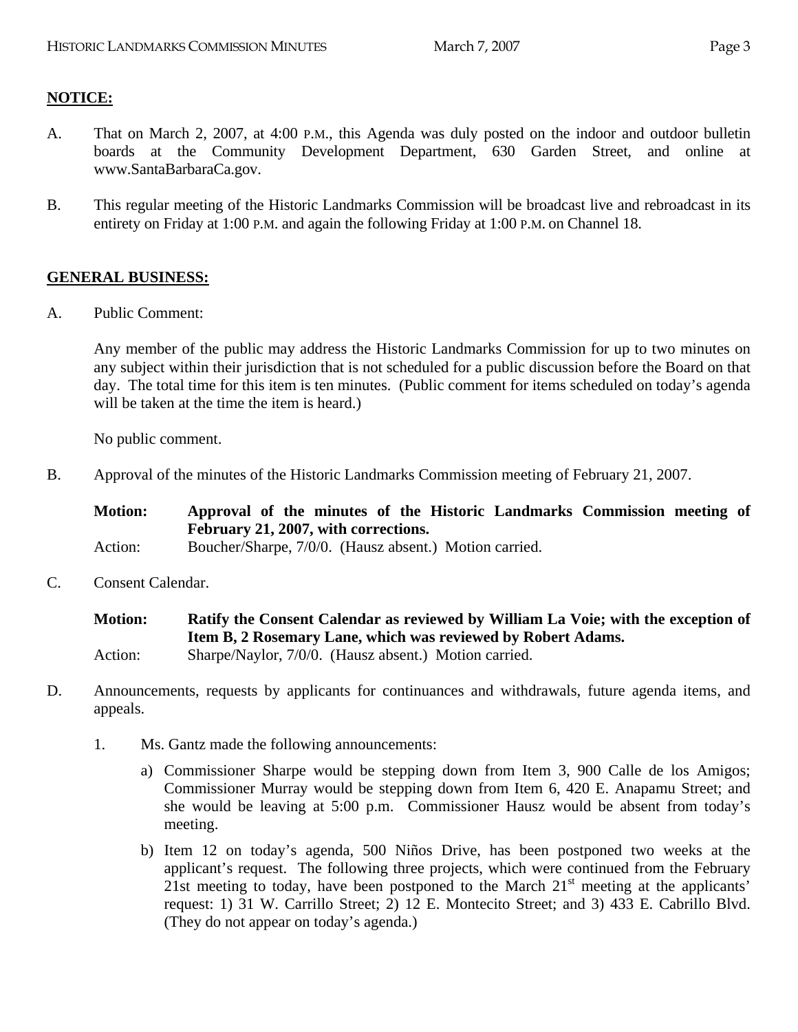## NOTICE:

A. That on March 2, 2007, at 4:00 P.M., this Agenda was duly posted on the indoor and outdoor bulletin boards at the Community Development Department, 630 Garden Street, and online at www.SantaBarbaraCa.gov.

B. This regular meeting of the Historic Landmarks Commission will be broadcast live and rebroadcast in its entirety on Friday at 1:00 P.M. and again the following Friday at 1:00 P.M. on Channel 18.

## GENERAL BUSINESS:

A. Public Comment:

Any member of the public may address the Historic Landmarks Commission for up to two minutes on any subject within their jurisdiction that is not scheduled for a public discussion before the Board on that day. The total time for this item is ten minutes. (Public comment for items scheduled on today's agenda will be taken at the time the item is heard.)

No public comment.

B. Approval of the minutes of the Historic Landmarks Commission meeting of February 21, 2007.

**Motion:** **Approval of the minutes of the Historic Landmarks Commission meeting of February 21, 2007, with corrections.**
Action: Boucher/Sharpe, 7/0/0. (Hausz absent.) Motion carried.

C. Consent Calendar.

**Motion:** **Ratify the Consent Calendar as reviewed by William La Voie; with the exception of Item B, 2 Rosemary Lane, which was reviewed by Robert Adams.**
Action: Sharpe/Naylor, 7/0/0. (Hausz absent.) Motion carried.

D. Announcements, requests by applicants for continuances and withdrawals, future agenda items, and appeals.

1. Ms. Gantz made the following announcements:

   a) Commissioner Sharpe would be stepping down from Item 3, 900 Calle de los Amigos; Commissioner Murray would be stepping down from Item 6, 420 E. Anapamu Street; and she would be leaving at 5:00 p.m. Commissioner Hausz would be absent from today's meeting.

   b) Item 12 on today's agenda, 500 Niños Drive, has been postponed two weeks at the applicant's request. The following three projects, which were continued from the February 21st meeting to today, have been postponed to the March 21st meeting at the applicants' request: 1) 31 W. Carrillo Street; 2) 12 E. Montecito Street; and 3) 433 E. Cabrillo Blvd. (They do not appear on today's agenda.)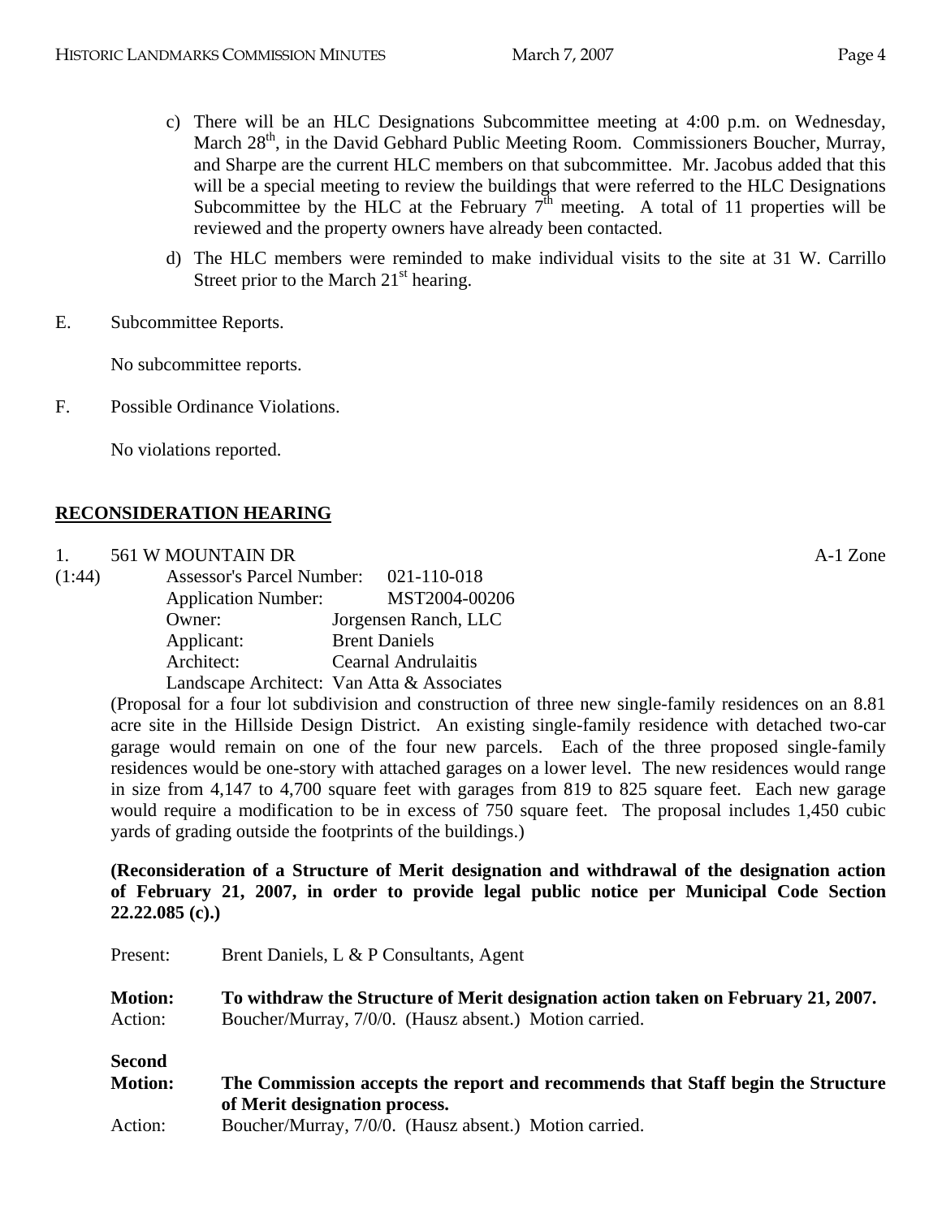c) There will be an HLC Designations Subcommittee meeting at 4:00 p.m. on Wednesday, March 28th, in the David Gebhard Public Meeting Room. Commissioners Boucher, Murray, and Sharpe are the current HLC members on that subcommittee. Mr. Jacobus added that this will be a special meeting to review the buildings that were referred to the HLC Designations Subcommittee by the HLC at the February 7th meeting. A total of 11 properties will be reviewed and the property owners have already been contacted.

d) The HLC members were reminded to make individual visits to the site at 31 W. Carrillo Street prior to the March 21st hearing.

E. Subcommittee Reports.

No subcommittee reports.

F. Possible Ordinance Violations.

No violations reported.

## RECONSIDERATION HEARING

1. 561 W MOUNTAIN DR — A-1 Zone

(1:44)
Assessor's Parcel Number: 021-110-018
Application Number: MST2004-00206
Owner: Jorgensen Ranch, LLC
Applicant: Brent Daniels
Architect: Cearnal Andrulaitis
Landscape Architect: Van Atta & Associates

(Proposal for a four lot subdivision and construction of three new single-family residences on an 8.81 acre site in the Hillside Design District. An existing single-family residence with detached two-car garage would remain on one of the four new parcels. Each of the three proposed single-family residences would be one-story with attached garages on a lower level. The new residences would range in size from 4,147 to 4,700 square feet with garages from 819 to 825 square feet. Each new garage would require a modification to be in excess of 750 square feet. The proposal includes 1,450 cubic yards of grading outside the footprints of the buildings.)

**(Reconsideration of a Structure of Merit designation and withdrawal of the designation action of February 21, 2007, in order to provide legal public notice per Municipal Code Section 22.22.085 (c).)**

Present: Brent Daniels, L & P Consultants, Agent

**Motion:** **To withdraw the Structure of Merit designation action taken on February 21, 2007.**
Action: Boucher/Murray, 7/0/0. (Hausz absent.) Motion carried.

**Second Motion:** **The Commission accepts the report and recommends that Staff begin the Structure of Merit designation process.**
Action: Boucher/Murray, 7/0/0. (Hausz absent.) Motion carried.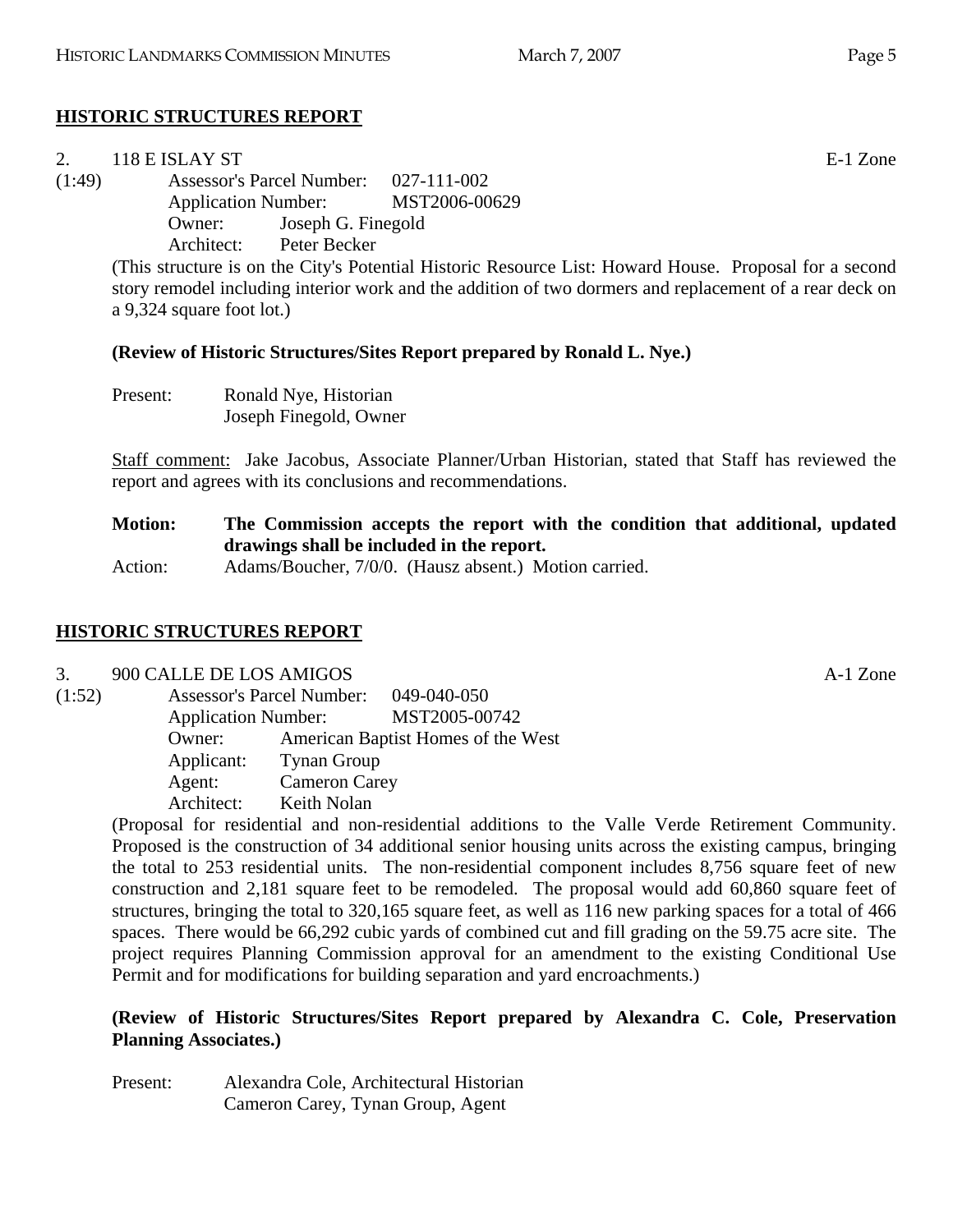**HISTORIC STRUCTURES REPORT**

2. 118 E ISLAY ST E-1 Zone

(1:49) Assessor's Parcel Number: 027-111-002
Application Number: MST2006-00629
Owner: Joseph G. Finegold
Architect: Peter Becker

(This structure is on the City's Potential Historic Resource List: Howard House. Proposal for a second story remodel including interior work and the addition of two dormers and replacement of a rear deck on a 9,324 square foot lot.)

**(Review of Historic Structures/Sites Report prepared by Ronald L. Nye.)**

Present: Ronald Nye, Historian
Joseph Finegold, Owner

Staff comment: Jake Jacobus, Associate Planner/Urban Historian, stated that Staff has reviewed the report and agrees with its conclusions and recommendations.

**Motion: The Commission accepts the report with the condition that additional, updated drawings shall be included in the report.**
Action: Adams/Boucher, 7/0/0. (Hausz absent.) Motion carried.

**HISTORIC STRUCTURES REPORT**

3. 900 CALLE DE LOS AMIGOS A-1 Zone

(1:52) Assessor's Parcel Number: 049-040-050
Application Number: MST2005-00742
Owner: American Baptist Homes of the West
Applicant: Tynan Group
Agent: Cameron Carey
Architect: Keith Nolan

(Proposal for residential and non-residential additions to the Valle Verde Retirement Community. Proposed is the construction of 34 additional senior housing units across the existing campus, bringing the total to 253 residential units. The non-residential component includes 8,756 square feet of new construction and 2,181 square feet to be remodeled. The proposal would add 60,860 square feet of structures, bringing the total to 320,165 square feet, as well as 116 new parking spaces for a total of 466 spaces. There would be 66,292 cubic yards of combined cut and fill grading on the 59.75 acre site. The project requires Planning Commission approval for an amendment to the existing Conditional Use Permit and for modifications for building separation and yard encroachments.)

**(Review of Historic Structures/Sites Report prepared by Alexandra C. Cole, Preservation Planning Associates.)**

Present: Alexandra Cole, Architectural Historian
Cameron Carey, Tynan Group, Agent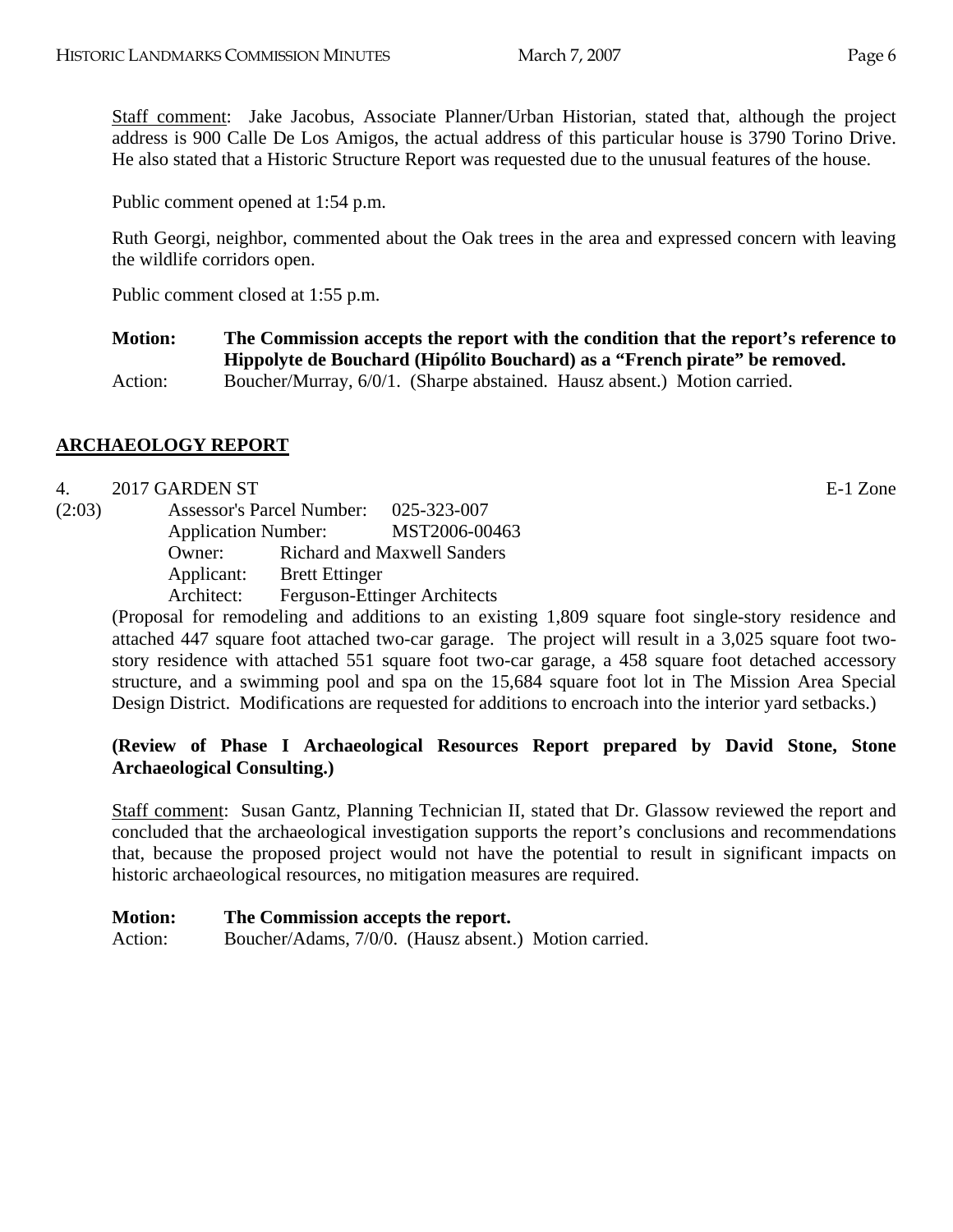Staff comment: Jake Jacobus, Associate Planner/Urban Historian, stated that, although the project address is 900 Calle De Los Amigos, the actual address of this particular house is 3790 Torino Drive. He also stated that a Historic Structure Report was requested due to the unusual features of the house.

Public comment opened at 1:54 p.m.

Ruth Georgi, neighbor, commented about the Oak trees in the area and expressed concern with leaving the wildlife corridors open.

Public comment closed at 1:55 p.m.

**Motion: The Commission accepts the report with the condition that the report's reference to Hippolyte de Bouchard (Hipólito Bouchard) as a "French pirate" be removed.**

Action: Boucher/Murray, 6/0/1. (Sharpe abstained. Hausz absent.) Motion carried.

## ARCHAEOLOGY REPORT

4. 2017 GARDEN ST — E-1 Zone

(2:03)

Assessor's Parcel Number: 025-323-007
Application Number: MST2006-00463
Owner: Richard and Maxwell Sanders
Applicant: Brett Ettinger
Architect: Ferguson-Ettinger Architects

(Proposal for remodeling and additions to an existing 1,809 square foot single-story residence and attached 447 square foot attached two-car garage. The project will result in a 3,025 square foot two-story residence with attached 551 square foot two-car garage, a 458 square foot detached accessory structure, and a swimming pool and spa on the 15,684 square foot lot in The Mission Area Special Design District. Modifications are requested for additions to encroach into the interior yard setbacks.)

**(Review of Phase I Archaeological Resources Report prepared by David Stone, Stone Archaeological Consulting.)**

Staff comment: Susan Gantz, Planning Technician II, stated that Dr. Glassow reviewed the report and concluded that the archaeological investigation supports the report's conclusions and recommendations that, because the proposed project would not have the potential to result in significant impacts on historic archaeological resources, no mitigation measures are required.

**Motion: The Commission accepts the report.**

Action: Boucher/Adams, 7/0/0. (Hausz absent.) Motion carried.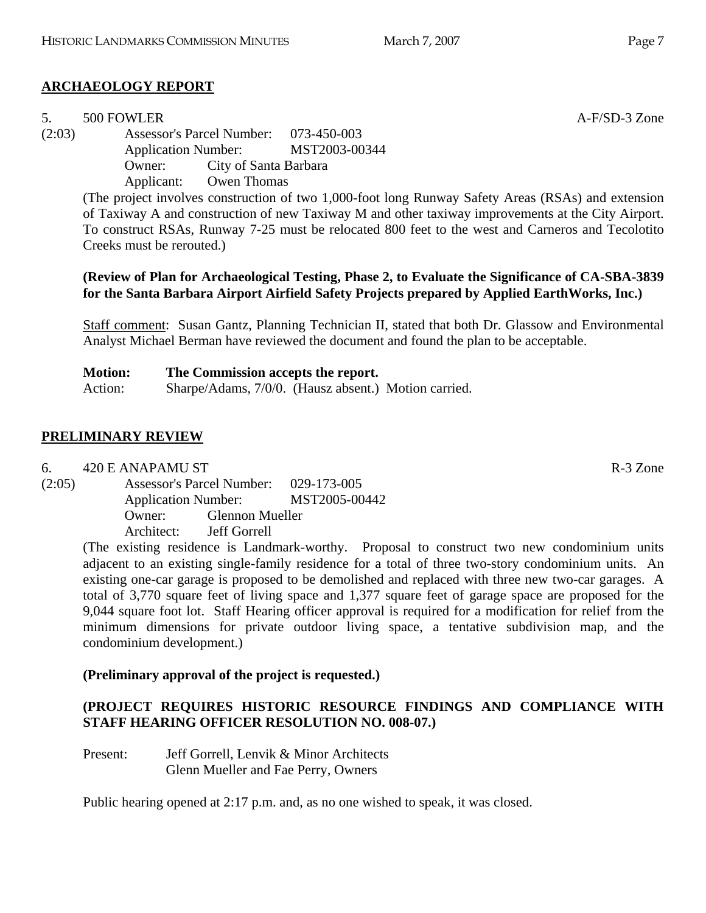## ARCHAEOLOGY REPORT

5. 500 FOWLER A-F/SD-3 Zone

(2:03) Assessor's Parcel Number: 073-450-003
Application Number: MST2003-00344
Owner: City of Santa Barbara
Applicant: Owen Thomas

(The project involves construction of two 1,000-foot long Runway Safety Areas (RSAs) and extension of Taxiway A and construction of new Taxiway M and other taxiway improvements at the City Airport. To construct RSAs, Runway 7-25 must be relocated 800 feet to the west and Carneros and Tecolotito Creeks must be rerouted.)

**(Review of Plan for Archaeological Testing, Phase 2, to Evaluate the Significance of CA-SBA-3839 for the Santa Barbara Airport Airfield Safety Projects prepared by Applied EarthWorks, Inc.)**

Staff comment: Susan Gantz, Planning Technician II, stated that both Dr. Glassow and Environmental Analyst Michael Berman have reviewed the document and found the plan to be acceptable.

**Motion:** **The Commission accepts the report.**
Action: Sharpe/Adams, 7/0/0. (Hausz absent.) Motion carried.

## PRELIMINARY REVIEW

6. 420 E ANAPAMU ST R-3 Zone

(2:05) Assessor's Parcel Number: 029-173-005
Application Number: MST2005-00442
Owner: Glennon Mueller
Architect: Jeff Gorrell

(The existing residence is Landmark-worthy. Proposal to construct two new condominium units adjacent to an existing single-family residence for a total of three two-story condominium units. An existing one-car garage is proposed to be demolished and replaced with three new two-car garages. A total of 3,770 square feet of living space and 1,377 square feet of garage space are proposed for the 9,044 square foot lot. Staff Hearing officer approval is required for a modification for relief from the minimum dimensions for private outdoor living space, a tentative subdivision map, and the condominium development.)

**(Preliminary approval of the project is requested.)**

**(PROJECT REQUIRES HISTORIC RESOURCE FINDINGS AND COMPLIANCE WITH STAFF HEARING OFFICER RESOLUTION NO. 008-07.)**

Present: Jeff Gorrell, Lenvik & Minor Architects
Glenn Mueller and Fae Perry, Owners

Public hearing opened at 2:17 p.m. and, as no one wished to speak, it was closed.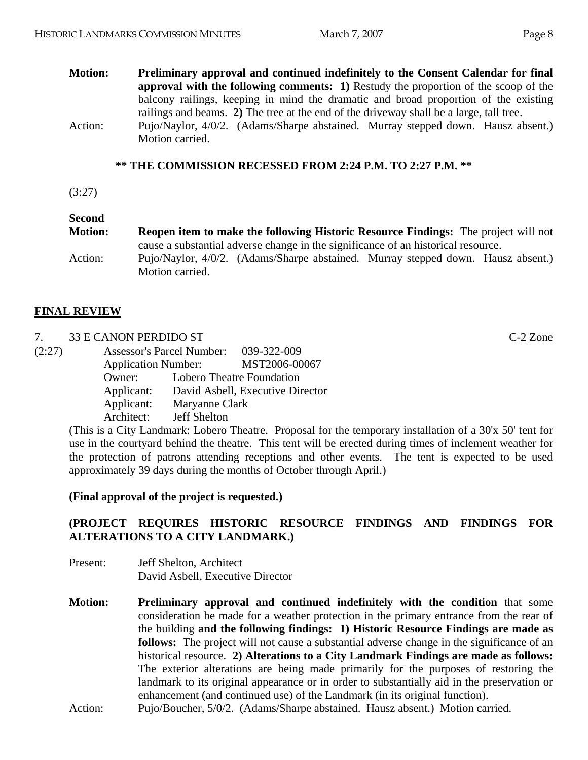**Motion:** **Preliminary approval and continued indefinitely to the Consent Calendar for final approval with the following comments:** **1)** Restudy the proportion of the scoop of the balcony railings, keeping in mind the dramatic and broad proportion of the existing railings and beams. **2)** The tree at the end of the driveway shall be a large, tall tree.

Action: Pujo/Naylor, 4/0/2. (Adams/Sharpe abstained. Murray stepped down. Hausz absent.) Motion carried.

**\*\* THE COMMISSION RECESSED FROM 2:24 P.M. TO 2:27 P.M. \*\***

(3:27)

**Second Motion:** **Reopen item to make the following Historic Resource Findings:** The project will not cause a substantial adverse change in the significance of an historical resource.

Action: Pujo/Naylor, 4/0/2. (Adams/Sharpe abstained. Murray stepped down. Hausz absent.) Motion carried.

## FINAL REVIEW

7. 33 E CANON PERDIDO ST — C-2 Zone

(2:27)

Assessor's Parcel Number: 039-322-009
Application Number: MST2006-00067
Owner: Lobero Theatre Foundation
Applicant: David Asbell, Executive Director
Applicant: Maryanne Clark
Architect: Jeff Shelton

(This is a City Landmark: Lobero Theatre. Proposal for the temporary installation of a 30'x 50' tent for use in the courtyard behind the theatre. This tent will be erected during times of inclement weather for the protection of patrons attending receptions and other events. The tent is expected to be used approximately 39 days during the months of October through April.)

**(Final approval of the project is requested.)**

**(PROJECT REQUIRES HISTORIC RESOURCE FINDINGS AND FINDINGS FOR ALTERATIONS TO A CITY LANDMARK.)**

Present: Jeff Shelton, Architect
David Asbell, Executive Director

**Motion:** **Preliminary approval and continued indefinitely with the condition** that some consideration be made for a weather protection in the primary entrance from the rear of the building **and the following findings: 1) Historic Resource Findings are made as follows:** The project will not cause a substantial adverse change in the significance of an historical resource. **2) Alterations to a City Landmark Findings are made as follows:** The exterior alterations are being made primarily for the purposes of restoring the landmark to its original appearance or in order to substantially aid in the preservation or enhancement (and continued use) of the Landmark (in its original function).

Action: Pujo/Boucher, 5/0/2. (Adams/Sharpe abstained. Hausz absent.) Motion carried.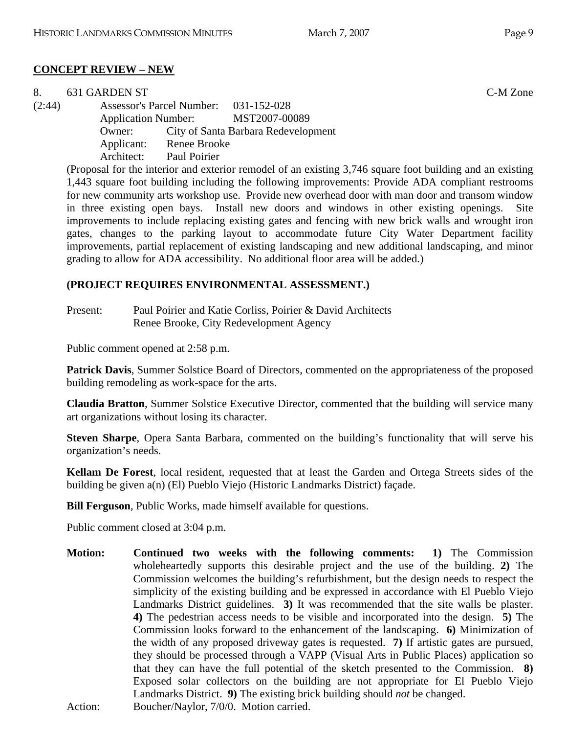## **CONCEPT REVIEW – NEW**

8. 631 GARDEN ST C-M Zone

(2:44) Assessor's Parcel Number: 031-152-028
Application Number: MST2007-00089
Owner: City of Santa Barbara Redevelopment
Applicant: Renee Brooke
Architect: Paul Poirier

(Proposal for the interior and exterior remodel of an existing 3,746 square foot building and an existing 1,443 square foot building including the following improvements: Provide ADA compliant restrooms for new community arts workshop use. Provide new overhead door with man door and transom window in three existing open bays. Install new doors and windows in other existing openings. Site improvements to include replacing existing gates and fencing with new brick walls and wrought iron gates, changes to the parking layout to accommodate future City Water Department facility improvements, partial replacement of existing landscaping and new additional landscaping, and minor grading to allow for ADA accessibility. No additional floor area will be added.)

**(PROJECT REQUIRES ENVIRONMENTAL ASSESSMENT.)**

Present: Paul Poirier and Katie Corliss, Poirier & David Architects
Renee Brooke, City Redevelopment Agency

Public comment opened at 2:58 p.m.

**Patrick Davis**, Summer Solstice Board of Directors, commented on the appropriateness of the proposed building remodeling as work-space for the arts.

**Claudia Bratton**, Summer Solstice Executive Director, commented that the building will service many art organizations without losing its character.

**Steven Sharpe**, Opera Santa Barbara, commented on the building's functionality that will serve his organization's needs.

**Kellam De Forest**, local resident, requested that at least the Garden and Ortega Streets sides of the building be given a(n) (El) Pueblo Viejo (Historic Landmarks District) façade.

**Bill Ferguson**, Public Works, made himself available for questions.

Public comment closed at 3:04 p.m.

**Motion:** **Continued two weeks with the following comments: 1)** The Commission wholeheartedly supports this desirable project and the use of the building. **2)** The Commission welcomes the building's refurbishment, but the design needs to respect the simplicity of the existing building and be expressed in accordance with El Pueblo Viejo Landmarks District guidelines. **3)** It was recommended that the site walls be plaster. **4)** The pedestrian access needs to be visible and incorporated into the design. **5)** The Commission looks forward to the enhancement of the landscaping. **6)** Minimization of the width of any proposed driveway gates is requested. **7)** If artistic gates are pursued, they should be processed through a VAPP (Visual Arts in Public Places) application so that they can have the full potential of the sketch presented to the Commission. **8)** Exposed solar collectors on the building are not appropriate for El Pueblo Viejo Landmarks District. **9)** The existing brick building should *not* be changed.

Action: Boucher/Naylor, 7/0/0. Motion carried.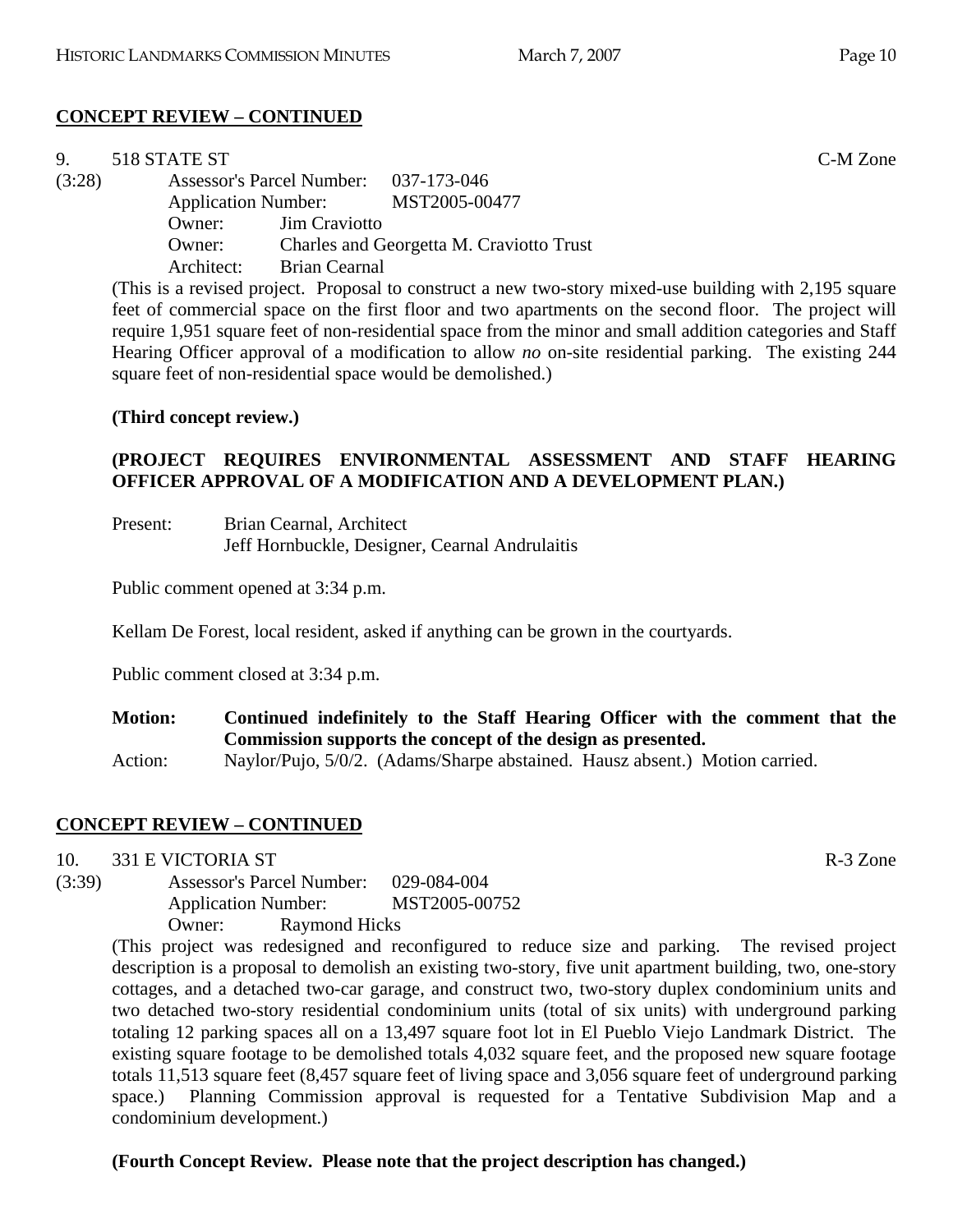**CONCEPT REVIEW – CONTINUED**

9. 518 STATE ST C-M Zone

(3:28) Assessor's Parcel Number: 037-173-046
Application Number: MST2005-00477
Owner: Jim Craviotto
Owner: Charles and Georgetta M. Craviotto Trust
Architect: Brian Cearnal

(This is a revised project. Proposal to construct a new two-story mixed-use building with 2,195 square feet of commercial space on the first floor and two apartments on the second floor. The project will require 1,951 square feet of non-residential space from the minor and small addition categories and Staff Hearing Officer approval of a modification to allow *no* on-site residential parking. The existing 244 square feet of non-residential space would be demolished.)

**(Third concept review.)**

**(PROJECT REQUIRES ENVIRONMENTAL ASSESSMENT AND STAFF HEARING OFFICER APPROVAL OF A MODIFICATION AND A DEVELOPMENT PLAN.)**

Present: Brian Cearnal, Architect
Jeff Hornbuckle, Designer, Cearnal Andrulaitis

Public comment opened at 3:34 p.m.

Kellam De Forest, local resident, asked if anything can be grown in the courtyards.

Public comment closed at 3:34 p.m.

**Motion: Continued indefinitely to the Staff Hearing Officer with the comment that the Commission supports the concept of the design as presented.**

Action: Naylor/Pujo, 5/0/2. (Adams/Sharpe abstained. Hausz absent.) Motion carried.

**CONCEPT REVIEW – CONTINUED**

10. 331 E VICTORIA ST R-3 Zone

(3:39) Assessor's Parcel Number: 029-084-004
Application Number: MST2005-00752
Owner: Raymond Hicks

(This project was redesigned and reconfigured to reduce size and parking. The revised project description is a proposal to demolish an existing two-story, five unit apartment building, two, one-story cottages, and a detached two-car garage, and construct two, two-story duplex condominium units and two detached two-story residential condominium units (total of six units) with underground parking totaling 12 parking spaces all on a 13,497 square foot lot in El Pueblo Viejo Landmark District. The existing square footage to be demolished totals 4,032 square feet, and the proposed new square footage totals 11,513 square feet (8,457 square feet of living space and 3,056 square feet of underground parking space.) Planning Commission approval is requested for a Tentative Subdivision Map and a condominium development.)

**(Fourth Concept Review. Please note that the project description has changed.)**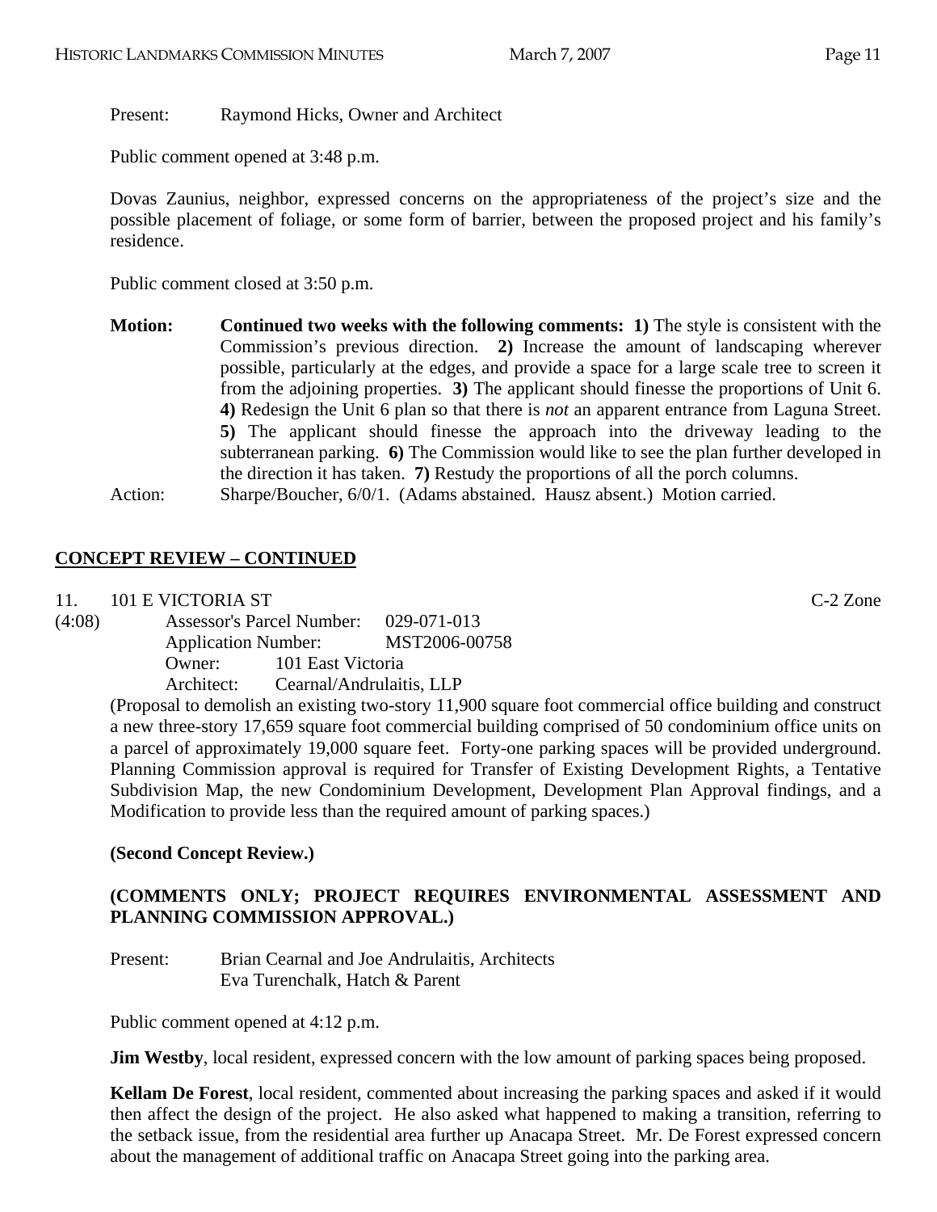Present: Raymond Hicks, Owner and Architect

Public comment opened at 3:48 p.m.

Dovas Zaunius, neighbor, expressed concerns on the appropriateness of the project's size and the possible placement of foliage, or some form of barrier, between the proposed project and his family's residence.

Public comment closed at 3:50 p.m.

**Motion:** **Continued two weeks with the following comments: 1)** The style is consistent with the Commission's previous direction. **2)** Increase the amount of landscaping wherever possible, particularly at the edges, and provide a space for a large scale tree to screen it from the adjoining properties. **3)** The applicant should finesse the proportions of Unit 6. **4)** Redesign the Unit 6 plan so that there is *not* an apparent entrance from Laguna Street. **5)** The applicant should finesse the approach into the driveway leading to the subterranean parking. **6)** The Commission would like to see the plan further developed in the direction it has taken. **7)** Restudy the proportions of all the porch columns.

Action: Sharpe/Boucher, 6/0/1. (Adams abstained. Hausz absent.) Motion carried.

## CONCEPT REVIEW – CONTINUED

11. 101 E VICTORIA ST C-2 Zone

(4:08) Assessor's Parcel Number: 029-071-013
Application Number: MST2006-00758
Owner: 101 East Victoria
Architect: Cearnal/Andrulaitis, LLP

(Proposal to demolish an existing two-story 11,900 square foot commercial office building and construct a new three-story 17,659 square foot commercial building comprised of 50 condominium office units on a parcel of approximately 19,000 square feet. Forty-one parking spaces will be provided underground. Planning Commission approval is required for Transfer of Existing Development Rights, a Tentative Subdivision Map, the new Condominium Development, Development Plan Approval findings, and a Modification to provide less than the required amount of parking spaces.)

**(Second Concept Review.)**

**(COMMENTS ONLY; PROJECT REQUIRES ENVIRONMENTAL ASSESSMENT AND PLANNING COMMISSION APPROVAL.)**

Present: Brian Cearnal and Joe Andrulaitis, Architects
Eva Turenchalk, Hatch & Parent

Public comment opened at 4:12 p.m.

**Jim Westby**, local resident, expressed concern with the low amount of parking spaces being proposed.

**Kellam De Forest**, local resident, commented about increasing the parking spaces and asked if it would then affect the design of the project. He also asked what happened to making a transition, referring to the setback issue, from the residential area further up Anacapa Street. Mr. De Forest expressed concern about the management of additional traffic on Anacapa Street going into the parking area.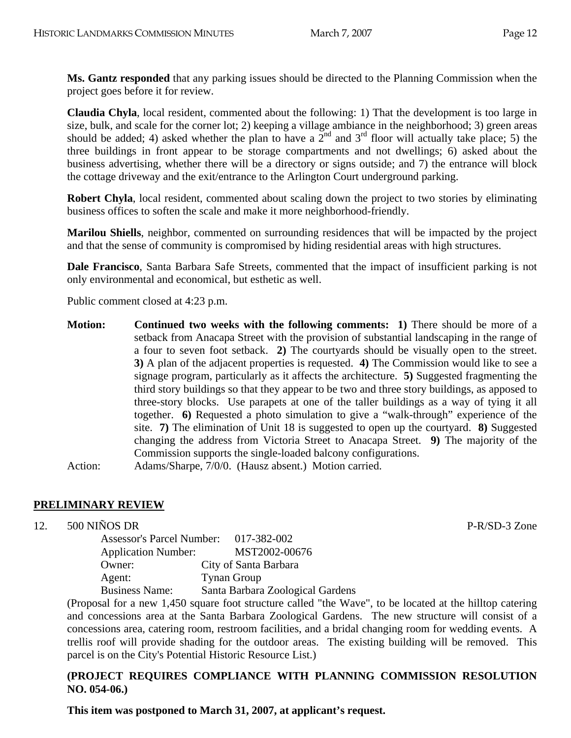**Ms. Gantz responded** that any parking issues should be directed to the Planning Commission when the project goes before it for review.

**Claudia Chyla**, local resident, commented about the following: 1) That the development is too large in size, bulk, and scale for the corner lot; 2) keeping a village ambiance in the neighborhood; 3) green areas should be added; 4) asked whether the plan to have a 2nd and 3rd floor will actually take place; 5) the three buildings in front appear to be storage compartments and not dwellings; 6) asked about the business advertising, whether there will be a directory or signs outside; and 7) the entrance will block the cottage driveway and the exit/entrance to the Arlington Court underground parking.

**Robert Chyla**, local resident, commented about scaling down the project to two stories by eliminating business offices to soften the scale and make it more neighborhood-friendly.

**Marilou Shiells**, neighbor, commented on surrounding residences that will be impacted by the project and that the sense of community is compromised by hiding residential areas with high structures.

**Dale Francisco**, Santa Barbara Safe Streets, commented that the impact of insufficient parking is not only environmental and economical, but esthetic as well.

Public comment closed at 4:23 p.m.

**Motion:** **Continued two weeks with the following comments: 1)** There should be more of a setback from Anacapa Street with the provision of substantial landscaping in the range of a four to seven foot setback. **2)** The courtyards should be visually open to the street. **3)** A plan of the adjacent properties is requested. **4)** The Commission would like to see a signage program, particularly as it affects the architecture. **5)** Suggested fragmenting the third story buildings so that they appear to be two and three story buildings, as apposed to three-story blocks. Use parapets at one of the taller buildings as a way of tying it all together. **6)** Requested a photo simulation to give a "walk-through" experience of the site. **7)** The elimination of Unit 18 is suggested to open up the courtyard. **8)** Suggested changing the address from Victoria Street to Anacapa Street. **9)** The majority of the Commission supports the single-loaded balcony configurations.

Action: Adams/Sharpe, 7/0/0. (Hausz absent.) Motion carried.

## PRELIMINARY REVIEW

12. 500 NIÑOS DR P-R/SD-3 Zone

Assessor's Parcel Number: 017-382-002
Application Number: MST2002-00676
Owner: City of Santa Barbara
Agent: Tynan Group
Business Name: Santa Barbara Zoological Gardens

(Proposal for a new 1,450 square foot structure called "the Wave", to be located at the hilltop catering and concessions area at the Santa Barbara Zoological Gardens. The new structure will consist of a concessions area, catering room, restroom facilities, and a bridal changing room for wedding events. A trellis roof will provide shading for the outdoor areas. The existing building will be removed. This parcel is on the City's Potential Historic Resource List.)

**(PROJECT REQUIRES COMPLIANCE WITH PLANNING COMMISSION RESOLUTION NO. 054-06.)**

**This item was postponed to March 31, 2007, at applicant's request.**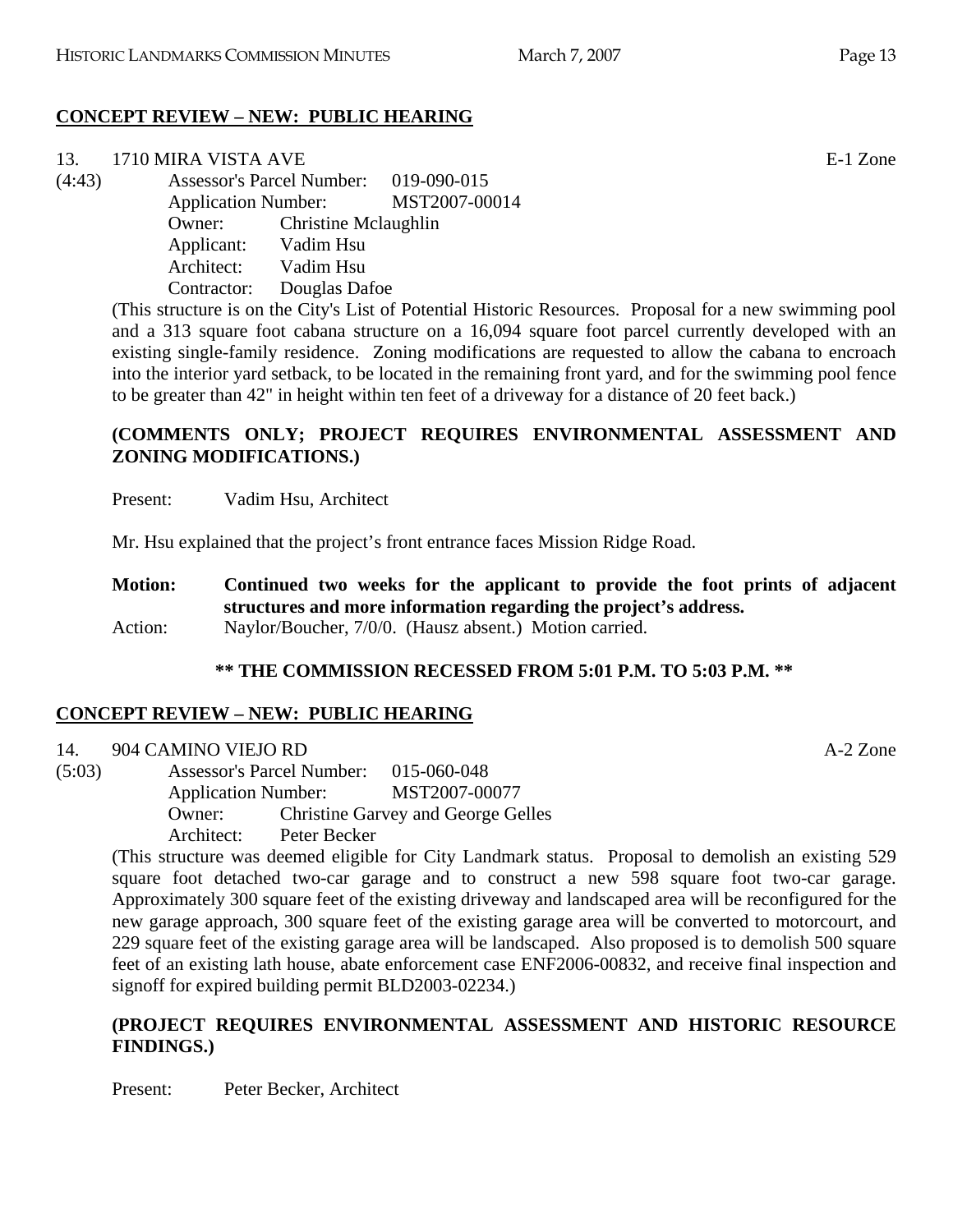**CONCEPT REVIEW – NEW: PUBLIC HEARING**

13. 1710 MIRA VISTA AVE E-1 Zone

(4:43) Assessor's Parcel Number: 019-090-015
Application Number: MST2007-00014
Owner: Christine Mclaughlin
Applicant: Vadim Hsu
Architect: Vadim Hsu
Contractor: Douglas Dafoe

(This structure is on the City's List of Potential Historic Resources. Proposal for a new swimming pool and a 313 square foot cabana structure on a 16,094 square foot parcel currently developed with an existing single-family residence. Zoning modifications are requested to allow the cabana to encroach into the interior yard setback, to be located in the remaining front yard, and for the swimming pool fence to be greater than 42" in height within ten feet of a driveway for a distance of 20 feet back.)

**(COMMENTS ONLY; PROJECT REQUIRES ENVIRONMENTAL ASSESSMENT AND ZONING MODIFICATIONS.)**

Present: Vadim Hsu, Architect

Mr. Hsu explained that the project's front entrance faces Mission Ridge Road.

**Motion: Continued two weeks for the applicant to provide the foot prints of adjacent structures and more information regarding the project's address.**
Action: Naylor/Boucher, 7/0/0. (Hausz absent.) Motion carried.

**\*\* THE COMMISSION RECESSED FROM 5:01 P.M. TO 5:03 P.M. \*\***

**CONCEPT REVIEW – NEW: PUBLIC HEARING**

14. 904 CAMINO VIEJO RD A-2 Zone

(5:03) Assessor's Parcel Number: 015-060-048
Application Number: MST2007-00077
Owner: Christine Garvey and George Gelles
Architect: Peter Becker

(This structure was deemed eligible for City Landmark status. Proposal to demolish an existing 529 square foot detached two-car garage and to construct a new 598 square foot two-car garage. Approximately 300 square feet of the existing driveway and landscaped area will be reconfigured for the new garage approach, 300 square feet of the existing garage area will be converted to motorcourt, and 229 square feet of the existing garage area will be landscaped. Also proposed is to demolish 500 square feet of an existing lath house, abate enforcement case ENF2006-00832, and receive final inspection and signoff for expired building permit BLD2003-02234.)

**(PROJECT REQUIRES ENVIRONMENTAL ASSESSMENT AND HISTORIC RESOURCE FINDINGS.)**

Present: Peter Becker, Architect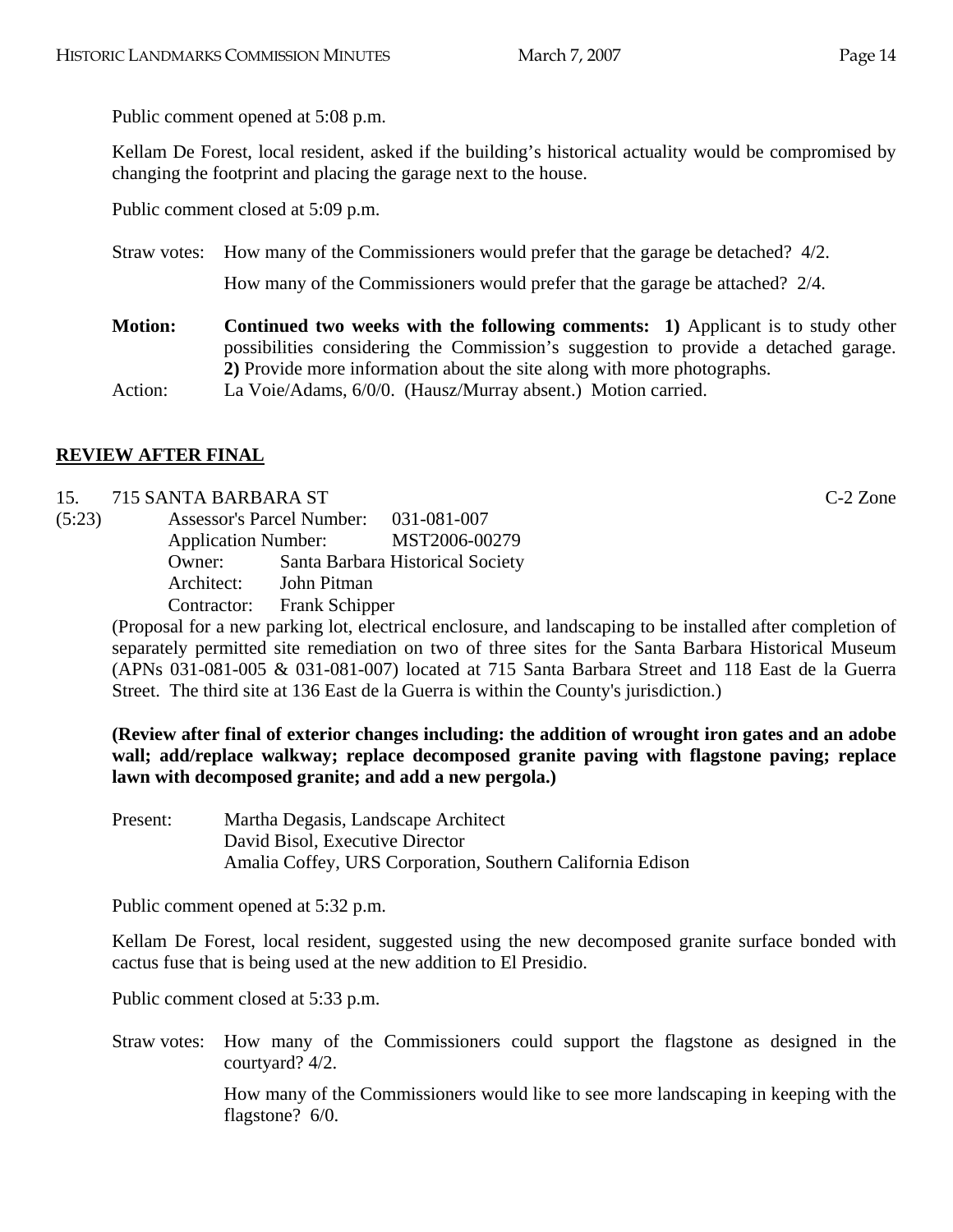Public comment opened at 5:08 p.m.

Kellam De Forest, local resident, asked if the building's historical actuality would be compromised by changing the footprint and placing the garage next to the house.

Public comment closed at 5:09 p.m.

Straw votes: How many of the Commissioners would prefer that the garage be detached? 4/2.

How many of the Commissioners would prefer that the garage be attached? 2/4.

**Motion:** **Continued two weeks with the following comments: 1)** Applicant is to study other possibilities considering the Commission's suggestion to provide a detached garage. **2)** Provide more information about the site along with more photographs.

Action: La Voie/Adams, 6/0/0. (Hausz/Murray absent.) Motion carried.

## REVIEW AFTER FINAL

15. 715 SANTA BARBARA ST C-2 Zone

(5:23)

Assessor's Parcel Number: 031-081-007
Application Number: MST2006-00279
Owner: Santa Barbara Historical Society
Architect: John Pitman
Contractor: Frank Schipper

(Proposal for a new parking lot, electrical enclosure, and landscaping to be installed after completion of separately permitted site remediation on two of three sites for the Santa Barbara Historical Museum (APNs 031-081-005 & 031-081-007) located at 715 Santa Barbara Street and 118 East de la Guerra Street. The third site at 136 East de la Guerra is within the County's jurisdiction.)

**(Review after final of exterior changes including: the addition of wrought iron gates and an adobe wall; add/replace walkway; replace decomposed granite paving with flagstone paving; replace lawn with decomposed granite; and add a new pergola.)**

Present: Martha Degasis, Landscape Architect
David Bisol, Executive Director
Amalia Coffey, URS Corporation, Southern California Edison

Public comment opened at 5:32 p.m.

Kellam De Forest, local resident, suggested using the new decomposed granite surface bonded with cactus fuse that is being used at the new addition to El Presidio.

Public comment closed at 5:33 p.m.

Straw votes: How many of the Commissioners could support the flagstone as designed in the courtyard? 4/2.

How many of the Commissioners would like to see more landscaping in keeping with the flagstone? 6/0.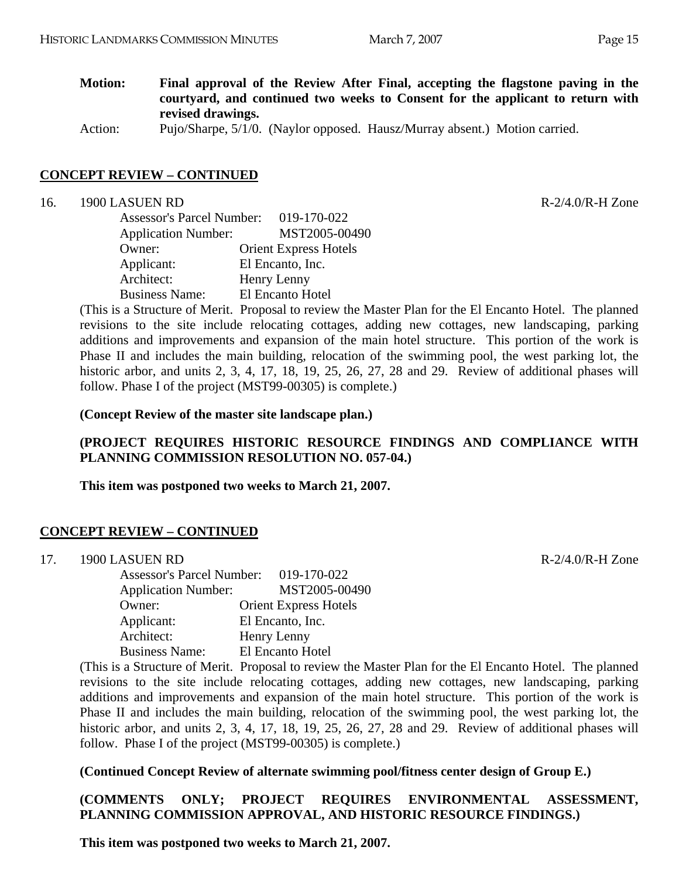**Motion:** **Final approval of the Review After Final, accepting the flagstone paving in the courtyard, and continued two weeks to Consent for the applicant to return with revised drawings.**

Action: Pujo/Sharpe, 5/1/0. (Naylor opposed. Hausz/Murray absent.) Motion carried.

## CONCEPT REVIEW – CONTINUED

16. 1900 LASUEN RD R-2/4.0/R-H Zone

Assessor's Parcel Number: 019-170-022
Application Number: MST2005-00490
Owner: Orient Express Hotels
Applicant: El Encanto, Inc.
Architect: Henry Lenny
Business Name: El Encanto Hotel

(This is a Structure of Merit. Proposal to review the Master Plan for the El Encanto Hotel. The planned revisions to the site include relocating cottages, adding new cottages, new landscaping, parking additions and improvements and expansion of the main hotel structure. This portion of the work is Phase II and includes the main building, relocation of the swimming pool, the west parking lot, the historic arbor, and units 2, 3, 4, 17, 18, 19, 25, 26, 27, 28 and 29. Review of additional phases will follow. Phase I of the project (MST99-00305) is complete.)

**(Concept Review of the master site landscape plan.)**

**(PROJECT REQUIRES HISTORIC RESOURCE FINDINGS AND COMPLIANCE WITH PLANNING COMMISSION RESOLUTION NO. 057-04.)**

**This item was postponed two weeks to March 21, 2007.**

## CONCEPT REVIEW – CONTINUED

17. 1900 LASUEN RD R-2/4.0/R-H Zone

Assessor's Parcel Number: 019-170-022
Application Number: MST2005-00490
Owner: Orient Express Hotels
Applicant: El Encanto, Inc.
Architect: Henry Lenny
Business Name: El Encanto Hotel

(This is a Structure of Merit. Proposal to review the Master Plan for the El Encanto Hotel. The planned revisions to the site include relocating cottages, adding new cottages, new landscaping, parking additions and improvements and expansion of the main hotel structure. This portion of the work is Phase II and includes the main building, relocation of the swimming pool, the west parking lot, the historic arbor, and units 2, 3, 4, 17, 18, 19, 25, 26, 27, 28 and 29. Review of additional phases will follow. Phase I of the project (MST99-00305) is complete.)

**(Continued Concept Review of alternate swimming pool/fitness center design of Group E.)**

**(COMMENTS ONLY; PROJECT REQUIRES ENVIRONMENTAL ASSESSMENT, PLANNING COMMISSION APPROVAL, AND HISTORIC RESOURCE FINDINGS.)**

**This item was postponed two weeks to March 21, 2007.**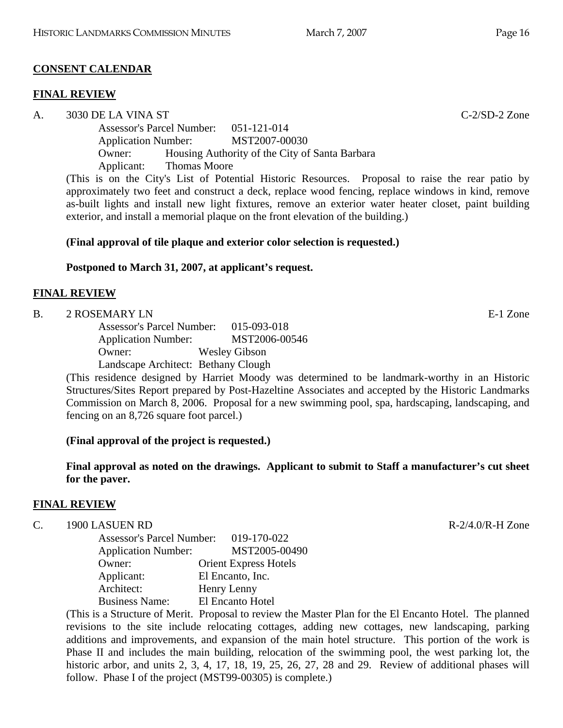**CONSENT CALENDAR**

**FINAL REVIEW**

A. 3030 DE LA VINA ST C-2/SD-2 Zone

Assessor's Parcel Number: 051-121-014
Application Number: MST2007-00030
Owner: Housing Authority of the City of Santa Barbara
Applicant: Thomas Moore

(This is on the City's List of Potential Historic Resources. Proposal to raise the rear patio by approximately two feet and construct a deck, replace wood fencing, replace windows in kind, remove as-built lights and install new light fixtures, remove an exterior water heater closet, paint building exterior, and install a memorial plaque on the front elevation of the building.)

**(Final approval of tile plaque and exterior color selection is requested.)**

**Postponed to March 31, 2007, at applicant's request.**

**FINAL REVIEW**

B. 2 ROSEMARY LN E-1 Zone

Assessor's Parcel Number: 015-093-018
Application Number: MST2006-00546
Owner: Wesley Gibson
Landscape Architect: Bethany Clough

(This residence designed by Harriet Moody was determined to be landmark-worthy in an Historic Structures/Sites Report prepared by Post-Hazeltine Associates and accepted by the Historic Landmarks Commission on March 8, 2006. Proposal for a new swimming pool, spa, hardscaping, landscaping, and fencing on an 8,726 square foot parcel.)

**(Final approval of the project is requested.)**

**Final approval as noted on the drawings. Applicant to submit to Staff a manufacturer's cut sheet for the paver.**

**FINAL REVIEW**

C. 1900 LASUEN RD R-2/4.0/R-H Zone

Assessor's Parcel Number: 019-170-022
Application Number: MST2005-00490
Owner: Orient Express Hotels
Applicant: El Encanto, Inc.
Architect: Henry Lenny
Business Name: El Encanto Hotel

(This is a Structure of Merit. Proposal to review the Master Plan for the El Encanto Hotel. The planned revisions to the site include relocating cottages, adding new cottages, new landscaping, parking additions and improvements, and expansion of the main hotel structure. This portion of the work is Phase II and includes the main building, relocation of the swimming pool, the west parking lot, the historic arbor, and units 2, 3, 4, 17, 18, 19, 25, 26, 27, 28 and 29. Review of additional phases will follow. Phase I of the project (MST99-00305) is complete.)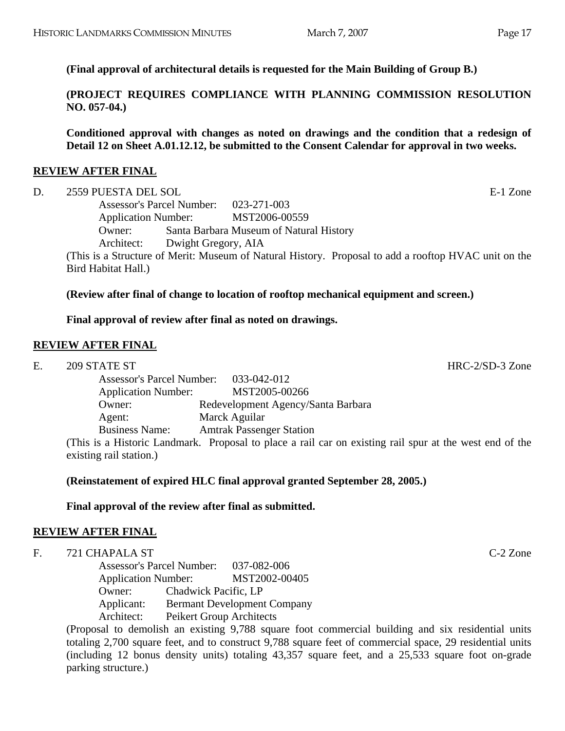**(Final approval of architectural details is requested for the Main Building of Group B.)**

**(PROJECT REQUIRES COMPLIANCE WITH PLANNING COMMISSION RESOLUTION NO. 057-04.)**

**Conditioned approval with changes as noted on drawings and the condition that a redesign of Detail 12 on Sheet A.01.12.12, be submitted to the Consent Calendar for approval in two weeks.**

## REVIEW AFTER FINAL

D. 2559 PUESTA DEL SOL — E-1 Zone

Assessor's Parcel Number: 023-271-003
Application Number: MST2006-00559
Owner: Santa Barbara Museum of Natural History
Architect: Dwight Gregory, AIA

(This is a Structure of Merit: Museum of Natural History. Proposal to add a rooftop HVAC unit on the Bird Habitat Hall.)

**(Review after final of change to location of rooftop mechanical equipment and screen.)**

**Final approval of review after final as noted on drawings.**

## REVIEW AFTER FINAL

E. 209 STATE ST — HRC-2/SD-3 Zone

Assessor's Parcel Number: 033-042-012
Application Number: MST2005-00266
Owner: Redevelopment Agency/Santa Barbara
Agent: Marck Aguilar
Business Name: Amtrak Passenger Station

(This is a Historic Landmark. Proposal to place a rail car on existing rail spur at the west end of the existing rail station.)

**(Reinstatement of expired HLC final approval granted September 28, 2005.)**

**Final approval of the review after final as submitted.**

## REVIEW AFTER FINAL

F. 721 CHAPALA ST — C-2 Zone

Assessor's Parcel Number: 037-082-006
Application Number: MST2002-00405
Owner: Chadwick Pacific, LP
Applicant: Bermant Development Company
Architect: Peikert Group Architects

(Proposal to demolish an existing 9,788 square foot commercial building and six residential units totaling 2,700 square feet, and to construct 9,788 square feet of commercial space, 29 residential units (including 12 bonus density units) totaling 43,357 square feet, and a 25,533 square foot on-grade parking structure.)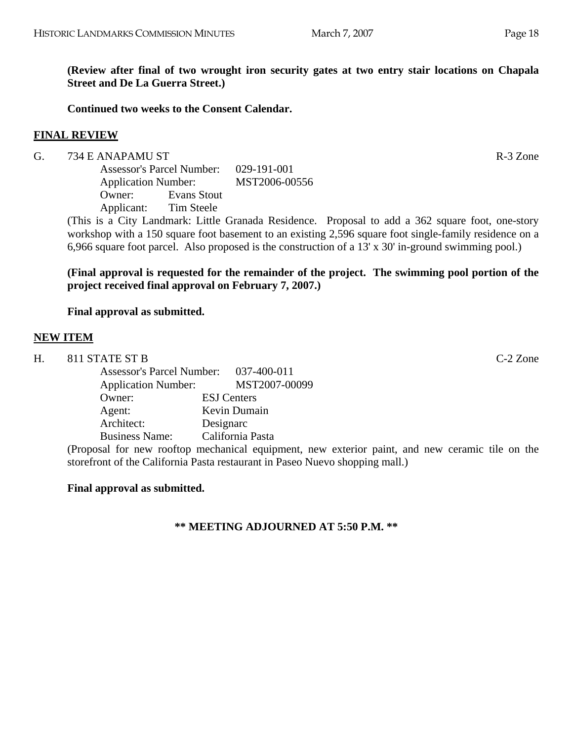**(Review after final of two wrought iron security gates at two entry stair locations on Chapala Street and De La Guerra Street.)**

**Continued two weeks to the Consent Calendar.**

## FINAL REVIEW

G. 734 E ANAPAMU ST R-3 Zone

Assessor's Parcel Number: 029-191-001
Application Number: MST2006-00556
Owner: Evans Stout
Applicant: Tim Steele

(This is a City Landmark: Little Granada Residence. Proposal to add a 362 square foot, one-story workshop with a 150 square foot basement to an existing 2,596 square foot single-family residence on a 6,966 square foot parcel. Also proposed is the construction of a 13' x 30' in-ground swimming pool.)

**(Final approval is requested for the remainder of the project. The swimming pool portion of the project received final approval on February 7, 2007.)**

**Final approval as submitted.**

## NEW ITEM

H. 811 STATE ST B C-2 Zone

Assessor's Parcel Number: 037-400-011
Application Number: MST2007-00099
Owner: ESJ Centers
Agent: Kevin Dumain
Architect: Designarc
Business Name: California Pasta

(Proposal for new rooftop mechanical equipment, new exterior paint, and new ceramic tile on the storefront of the California Pasta restaurant in Paseo Nuevo shopping mall.)

**Final approval as submitted.**

**\*\* MEETING ADJOURNED AT 5:50 P.M. \*\***